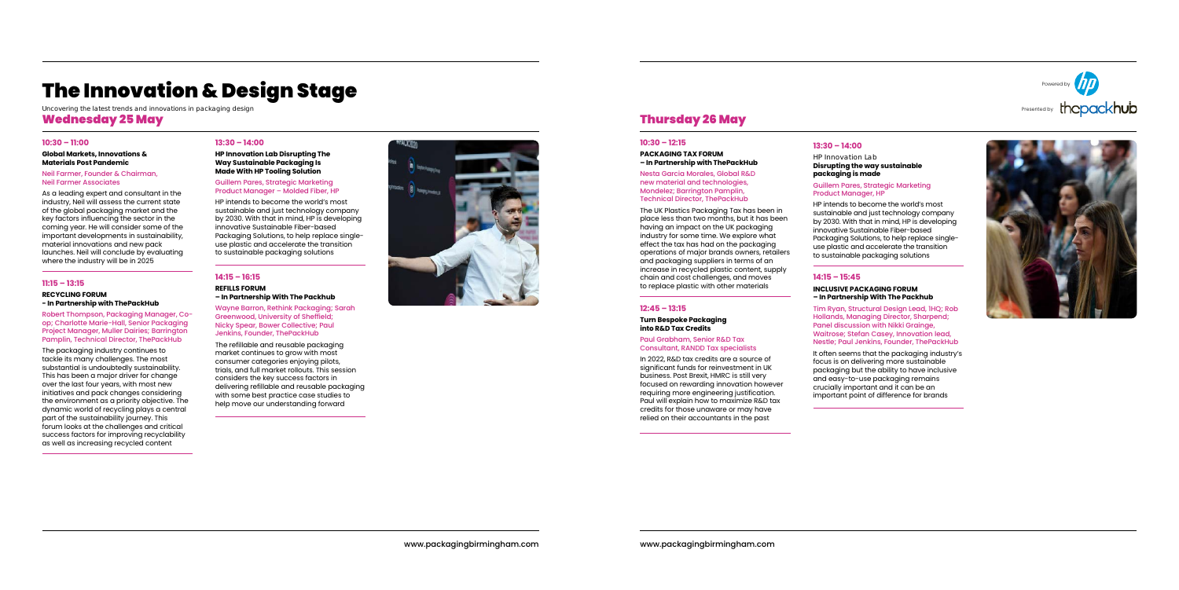# The Innovation & Design Stage

Uncovering the latest trends and innovations in packaging design

Powered by HP

Presented by thepackhub

## Wednesday 25 May

### 10:30 – 11:00

**Global Markets, Innovations & Materials Post Pandemic**

Neil Farmer, Founder & Chairman, Neil Farmer Associates

As a leading expert and consultant in the industry, Neil will assess the current state of the global packaging market and the key factors influencing the sector in the coming year. He will consider some of the important developments in sustainability, material innovations and new pack launches. Neil will conclude by evaluating where the industry will be in 2025

### 11:15 – 13:15

**RECYCLING FORUM – In Partnership with ThePackHub**

Robert Thompson, Packaging Manager, Co-op; Charlotte Marie-Hall, Senior Packaging Project Manager, Muller Dairies; Barrington Pamplin, Technical Director, ThePackHub

The packaging industry continues to tackle its many challenges. The most substantial is undoubtedly sustainability. This has been a major driver for change over the last four years, with most new initiatives and pack changes considering the environment as a priority objective. The dynamic world of recycling plays a central part of the sustainability journey. This forum looks at the challenges and critical success factors for improving recyclability as well as increasing recycled content

### 13:30 – 14:00

**HP Innovation Lab Disrupting The Way Sustainable Packaging Is Made With HP Tooling Solution**

Guillem Pares, Strategic Marketing Product Manager – Molded Fiber, HP

HP intends to become the world's most sustainable and just technology company by 2030. With that in mind, HP is developing innovative Sustainable Fiber-based Packaging Solutions, to help replace single-use plastic and accelerate the transition to sustainable packaging solutions

### 14:15 – 16:15

**REFILLS FORUM – In Partnership With The Packhub**

Wayne Barron, Rethink Packaging; Sarah Greenwood, University of Sheffield; Nicky Spear, Bower Collective; Paul Jenkins, Founder, ThePackHub

The refillable and reusable packaging market continues to grow with most consumer categories enjoying pilots, trials, and full market rollouts. This session considers the key success factors in delivering refillable and reusable packaging with some best practice case studies to help move our understanding forward

## Thursday 26 May

### 10:30 – 12:15

**PACKAGING TAX FORUM – In Partnership with ThePackHub**

Nesta Garcia Morales, Global R&D new material and technologies, Mondelez; Barrington Pamplin, Technical Director, ThePackHub

The UK Plastics Packaging Tax has been in place less than two months, but it has been having an impact on the UK packaging industry for some time. We explore what effect the tax has had on the packaging operations of major brands owners, retailers and packaging suppliers in terms of an increase in recycled plastic content, supply chain and cost challenges, and moves to replace plastic with other materials

### 12:45 – 13:15

**Turn Bespoke Packaging into R&D Tax Credits**

Paul Grabham, Senior R&D Tax Consultant, RANDD Tax specialists

In 2022, R&D tax credits are a source of significant funds for reinvestment in UK business. Post Brexit, HMRC is still very focused on rewarding innovation however requiring more engineering justification. Paul will explain how to maximize R&D tax credits for those unaware or may have relied on their accountants in the past

### 13:30 – 14:00

HP Innovation Lab
**Disrupting the way sustainable packaging is made**

Guillem Pares, Strategic Marketing Product Manager, HP

HP intends to become the world's most sustainable and just technology company by 2030. With that in mind, HP is developing innovative Sustainable Fiber-based Packaging Solutions, to help replace single-use plastic and accelerate the transition to sustainable packaging solutions

### 14:15 – 15:45

**INCLUSIVE PACKAGING FORUM – In Partnership With The Packhub**

Tim Ryan, Structural Design Lead, 1HQ; Rob Hollands, Managing Director, Sharpend; Panel discussion with Nikki Grainge, Waitrose; Stefan Casey, Innovation lead, Nestle; Paul Jenkins, Founder, ThePackHub

It often seems that the packaging industry's focus is on delivering more sustainable packaging but the ability to have inclusive and easy-to-use packaging remains crucially important and it can be an important point of difference for brands

www.packagingbirmingham.com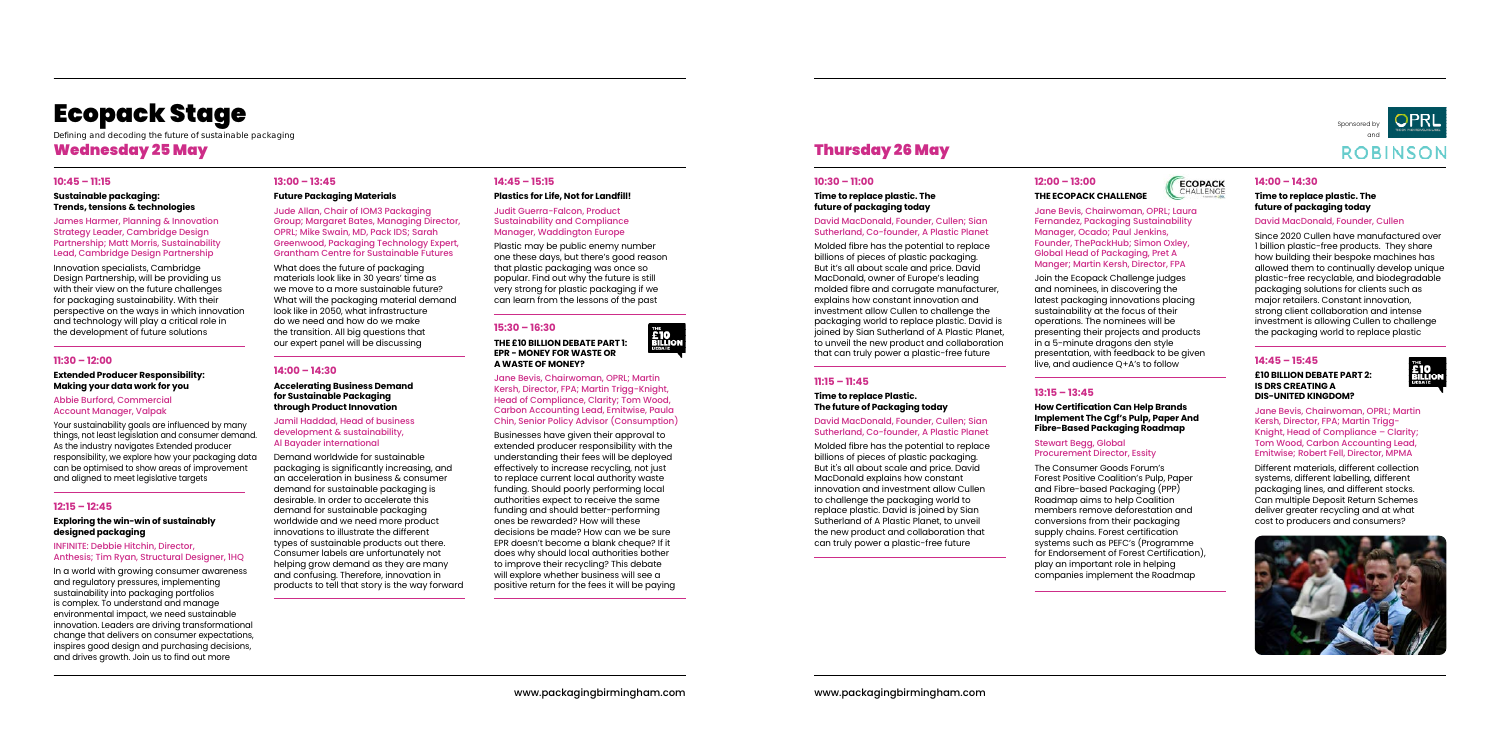# Ecopack Stage

Defining and decoding the future of sustainable packaging

Sponsored by OPRL and ROBINSON

## Wednesday 25 May

### 10:45 – 11:15

**Sustainable packaging: Trends, tensions & technologies**

James Harmer, Planning & Innovation Strategy Leader, Cambridge Design Partnership; Matt Morris, Sustainability Lead, Cambridge Design Partnership

Innovation specialists, Cambridge Design Partnership, will be providing us with their view on the future challenges for packaging sustainability. With their perspective on the ways in which innovation and technology will play a critical role in the development of future solutions

### 11:30 – 12:00

**Extended Producer Responsibility: Making your data work for you**

Abbie Burford, Commercial Account Manager, Valpak

Your sustainability goals are influenced by many things, not least legislation and consumer demand. As the industry navigates Extended producer responsibility, we explore how your packaging data can be optimised to show areas of improvement and aligned to meet legislative targets

### 12:15 – 12:45

**Exploring the win-win of sustainably designed packaging**

INFINITE: Debbie Hitchin, Director, Anthesis; Tim Ryan, Structural Designer, 1HQ

In a world with growing consumer awareness and regulatory pressures, implementing sustainability into packaging portfolios is complex. To understand and manage environmental impact, we need sustainable innovation. Leaders are driving transformational change that delivers on consumer expectations, inspires good design and purchasing decisions, and drives growth. Join us to find out more

### 13:00 – 13:45

**Future Packaging Materials**

Jude Allan, Chair of IOM3 Packaging Group; Margaret Bates, Managing Director, OPRL; Mike Swain, MD, Pack IDS; Sarah Greenwood, Packaging Technology Expert, Grantham Centre for Sustainable Futures

What does the future of packaging materials look like in 30 years' time as we move to a more sustainable future? What will the packaging material demand look like in 2050, what infrastructure do we need and how do we make the transition. All big questions that our expert panel will be discussing

### 14:00 – 14:30

**Accelerating Business Demand for Sustainable Packaging through Product Innovation**

Jamil Haddad, Head of business development & sustainability, Al Bayader international

Demand worldwide for sustainable packaging is significantly increasing, and an acceleration in business & consumer demand for sustainable packaging is desirable. In order to accelerate this demand for sustainable packaging worldwide and we need more product innovations to illustrate the different types of sustainable products out there. Consumer labels are unfortunately not helping grow demand as they are many and confusing. Therefore, innovation in products to tell that story is the way forward

### 14:45 – 15:15

**Plastics for Life, Not for Landfill!**

Judit Guerra-Falcon, Product Sustainability and Compliance Manager, Waddington Europe

Plastic may be public enemy number one these days, but there's good reason that plastic packaging was once so popular. Find out why the future is still very strong for plastic packaging if we can learn from the lessons of the past

### 15:30 – 16:30

**THE £10 BILLION DEBATE PART 1: EPR – MONEY FOR WASTE OR A WASTE OF MONEY?**

Jane Bevis, Chairwoman, OPRL; Martin Kersh, Director, FPA; Martin Trigg-Knight, Head of Compliance, Clarity; Tom Wood, Carbon Accounting Lead, Emitwise, Paula Chin, Senior Policy Advisor (Consumption)

Businesses have given their approval to extended producer responsibility with the understanding their fees will be deployed effectively to increase recycling, not just to replace current local authority waste funding. Should poorly performing local authorities expect to receive the same funding and should better-performing ones be rewarded? How will these decisions be made? How can we be sure EPR doesn't become a blank cheque? If it does why should local authorities bother to improve their recycling? This debate will explore whether business will see a positive return for the fees it will be paying

## Thursday 26 May

### 10:30 – 11:00

**Time to replace plastic. The future of packaging today**

David MacDonald, Founder, Cullen; Sian Sutherland, Co-founder, A Plastic Planet

Molded fibre has the potential to replace billions of pieces of plastic packaging. But it's all about scale and price. David MacDonald, owner of Europe's leading molded fibre and corrugate manufacturer, explains how constant innovation and investment allow Cullen to challenge the packaging world to replace plastic. David is joined by Sian Sutherland of A Plastic Planet, to unveil the new product and collaboration that can truly power a plastic-free future

### 11:15 – 11:45

**Time to replace Plastic. The future of Packaging today**

David MacDonald, Founder, Cullen; Sian Sutherland, Co-founder, A Plastic Planet

Molded fibre has the potential to replace billions of pieces of plastic packaging. But it's all about scale and price. David MacDonald explains how constant innovation and investment allow Cullen to challenge the packaging world to replace plastic. David is joined by Sian Sutherland of A Plastic Planet, to unveil the new product and collaboration that can truly power a plastic-free future

### 12:00 – 13:00

**THE ECOPACK CHALLENGE**

Jane Bevis, Chairwoman, OPRL; Laura Fernandez, Packaging Sustainability Manager, Ocado; Paul Jenkins, Founder, ThePackHub; Simon Oxley, Global Head of Packaging, Pret A Manger; Martin Kersh, Director, FPA

Join the Ecopack Challenge judges and nominees, in discovering the latest packaging innovations placing sustainability at the focus of their operations. The nominees will be presenting their projects and products in a 5-minute dragons den style presentation, with feedback to be given live, and audience Q+A's to follow

### 13:15 – 13:45

**How Certification Can Help Brands Implement The Cgf's Pulp, Paper And Fibre-Based Packaging Roadmap**

Stewart Begg, Global Procurement Director, Essity

The Consumer Goods Forum's Forest Positive Coalition's Pulp, Paper and Fibre-based Packaging (PPP) Roadmap aims to help Coalition members remove deforestation and conversions from their packaging supply chains. Forest certification systems such as PEFC's (Programme for Endorsement of Forest Certification), play an important role in helping companies implement the Roadmap

### 14:00 – 14:30

**Time to replace plastic. The future of packaging today**

David MacDonald, Founder, Cullen

Since 2020 Cullen have manufactured over 1 billion plastic-free products. They share how building their bespoke machines has allowed them to continually develop unique plastic-free recyclable, and biodegradable packaging solutions for clients such as major retailers. Constant innovation, strong client collaboration and intense investment is allowing Cullen to challenge the packaging world to replace plastic

### 14:45 – 15:45

**£10 BILLION DEBATE PART 2: IS DRS CREATING A DIS-UNITED KINGDOM?**

Jane Bevis, Chairwoman, OPRL; Martin Kersh, Director, FPA; Martin Trigg-Knight, Head of Compliance – Clarity; Tom Wood, Carbon Accounting Lead, Emitwise; Robert Fell, Director, MPMA

Different materials, different collection systems, different labelling, different packaging lines, and different stocks. Can multiple Deposit Return Schemes deliver greater recycling and at what cost to producers and consumers?

www.packagingbirmingham.com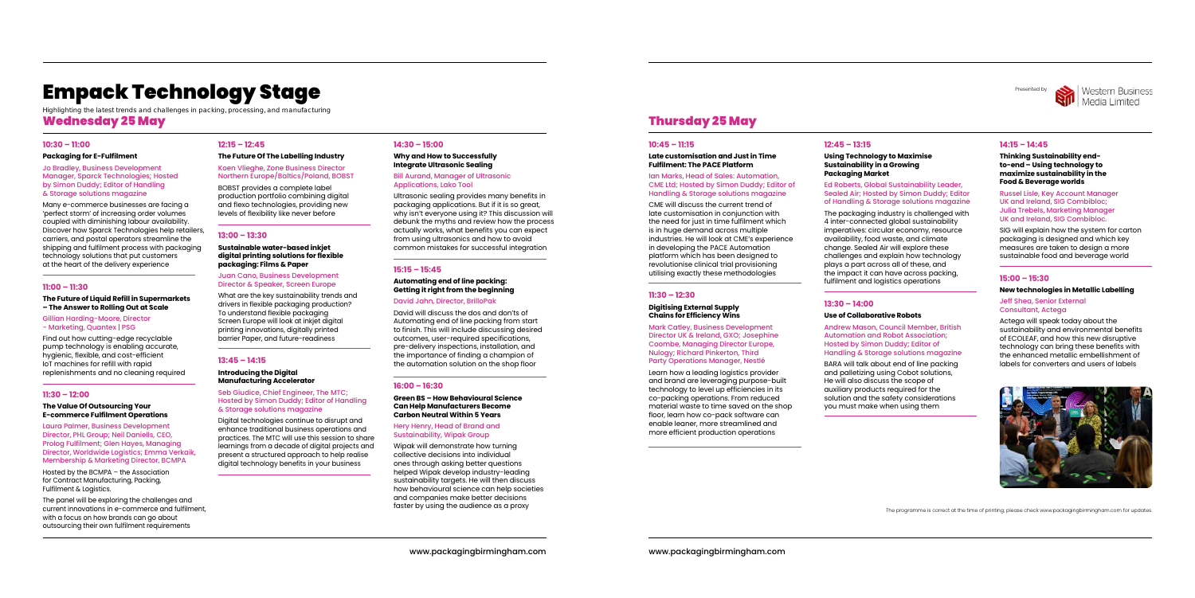# Empack Technology Stage

Highlighting the latest trends and challenges in packing, processing, and manufacturing

Presented by Western Business Media Limited

## Wednesday 25 May

### 10:30 – 11:00

**Packaging for E-Fulfilment**

Jo Bradley, Business Development Manager, Sparck Technologies; Hosted by Simon Duddy; Editor of Handling & Storage solutions magazine

Many e-commerce businesses are facing a 'perfect storm' of increasing order volumes coupled with diminishing labour availability. Discover how Sparck Technologies help retailers, carriers, and postal operators streamline the shipping and fulfilment process with packaging technology solutions that put customers at the heart of the delivery experience

### 11:00 – 11:30

**The Future of Liquid Refill in Supermarkets – The Answer to Rolling Out at Scale**

Gillian Harding-Moore, Director - Marketing, Quantex | PSG

Find out how cutting-edge recyclable pump technology is enabling accurate, hygienic, flexible, and cost-efficient IoT machines for refill with rapid replenishments and no cleaning required

### 11:30 – 12:00

**The Value Of Outsourcing Your E-commerce Fulfilment Operations**

Laura Palmer, Business Development Director, PHL Group; Neil Daniells, CEO, Prolog Fulfilment; Glen Hayes, Managing Director, Worldwide Logistics; Emma Verkaik, Membership & Marketing Director, BCMPA

Hosted by the BCMPA – the Association for Contract Manufacturing, Packing, Fulfilment & Logistics.

The panel will be exploring the challenges and current innovations in e-commerce and fulfilment, with a focus on how brands can go about outsourcing their own fulfilment requirements

### 12:15 – 12:45

**The Future Of The Labelling Industry**

Koen Vlieghe, Zone Business Director Northern Europe/Baltics/Poland, BOBST

BOBST provides a complete label production portfolio combining digital and flexo technologies, providing new levels of flexibility like never before

### 13:00 – 13:30

**Sustainable water-based inkjet digital printing solutions for flexible packaging: Films & Paper**

Juan Cano, Business Development Director & Speaker, Screen Europe

What are the key sustainability trends and drivers in flexible packaging production? To understand flexible packaging Screen Europe will look at inkjet digital printing innovations, digitally printed barrier Paper, and future-readiness

### 13:45 – 14:15

**Introducing the Digital Manufacturing Accelerator**

Seb Giudice, Chief Engineer, The MTC; Hosted by Simon Duddy; Editor of Handling & Storage solutions magazine

Digital technologies continue to disrupt and enhance traditional business operations and practices. The MTC will use this session to share learnings from a decade of digital projects and present a structured approach to help realise digital technology benefits in your business

### 14:30 – 15:00

**Why and How to Successfully Integrate Ultrasonic Sealing**

Bill Aurand, Manager of Ultrasonic Applications, Lako Tool

Ultrasonic sealing provides many benefits in packaging applications. But if it is so great, why isn't everyone using it? This discussion will debunk the myths and review how the process actually works, what benefits you can expect from using ultrasonics and how to avoid common mistakes for successful integration

### 15:15 – 15:45

**Automating end of line packing: Getting it right from the beginning**

David Jahn, Director, BrilloPak

David will discuss the dos and don'ts of Automating end of line packing from start to finish. This will include discussing desired outcomes, user-required specifications, pre-delivery inspections, installation, and the importance of finding a champion of the automation solution on the shop floor

### 16:00 – 16:30

**Green BS – How Behavioural Science Can Help Manufacturers Become Carbon Neutral Within 5 Years**

Hery Henry, Head of Brand and Sustainability, Wipak Group

Wipak will demonstrate how turning collective decisions into individual ones through asking better questions helped Wipak develop industry-leading sustainability targets. He will then discuss how behavioural science can help societies and companies make better decisions faster by using the audience as a proxy

## Thursday 25 May

### 10:45 – 11:15

**Late customisation and Just in Time Fulfilment: The PACE Platform**

Ian Marks, Head of Sales: Automation, CME Ltd; Hosted by Simon Duddy; Editor of Handling & Storage solutions magazine

CME will discuss the current trend of late customisation in conjunction with the need for just in time fulfilment which is in huge demand across multiple industries. He will look at CME's experience in developing the PACE Automation platform which has been designed to revolutionise clinical trial provisioning utilising exactly these methodologies

### 11:30 – 12:30

**Digitising External Supply Chains for Efficiency Wins**

Mark Catley, Business Development Director UK & Ireland, GXO; Josephine Coombe, Managing Director Europe, Nulogy; Richard Pinkerton, Third Party Operations Manager, Nestlé

Learn how a leading logistics provider and brand are leveraging purpose-built technology to level up efficiencies in its co-packing operations. From reduced material waste to time saved on the shop floor, learn how co-pack software can enable leaner, more streamlined and more efficient production operations

### 12:45 – 13:15

**Using Technology to Maximise Sustainability in a Growing Packaging Market**

Ed Roberts, Global Sustainability Leader, Sealed Air; Hosted by Simon Duddy; Editor of Handling & Storage solutions magazine

The packaging industry is challenged with 4 inter-connected global sustainability imperatives: circular economy, resource availability, food waste, and climate change. Sealed Air will explore these challenges and explain how technology plays a part across all of these, and the impact it can have across packing, fulfilment and logistics operations

### 13:30 – 14:00

**Use of Collaborative Robots**

Andrew Mason, Council Member, British Automation and Robot Association; Hosted by Simon Duddy; Editor of Handling & Storage solutions magazine

BARA will talk about end of line packing and palletizing using Cobot solutions, He will also discuss the scope of auxiliary products required for the solution and the safety considerations you must make when using them

### 14:15 – 14:45

**Thinking Sustainability end-to-end – Using technology to maximize sustainability in the Food & Beverage worlds**

Russel Lisle, Key Account Manager UK and Ireland, SIG Combibloc; Julia Trebels, Marketing Manager UK and Ireland, SIG Combibloc.

SIG will explain how the system for carton packaging is designed and which key measures are taken to design a more sustainable food and beverage world

### 15:00 – 15:30

**New technologies in Metallic Labelling**

Jeff Shea, Senior External Consultant, Actega

Actega will speak today about the sustainability and environmental benefits of ECOLEAF, and how this new disruptive technology can bring these benefits with the enhanced metallic embellishment of labels for converters and users of labels

The programme is correct at the time of printing, please check www.packagingbirmingham.com for updates.

www.packagingbirmingham.com